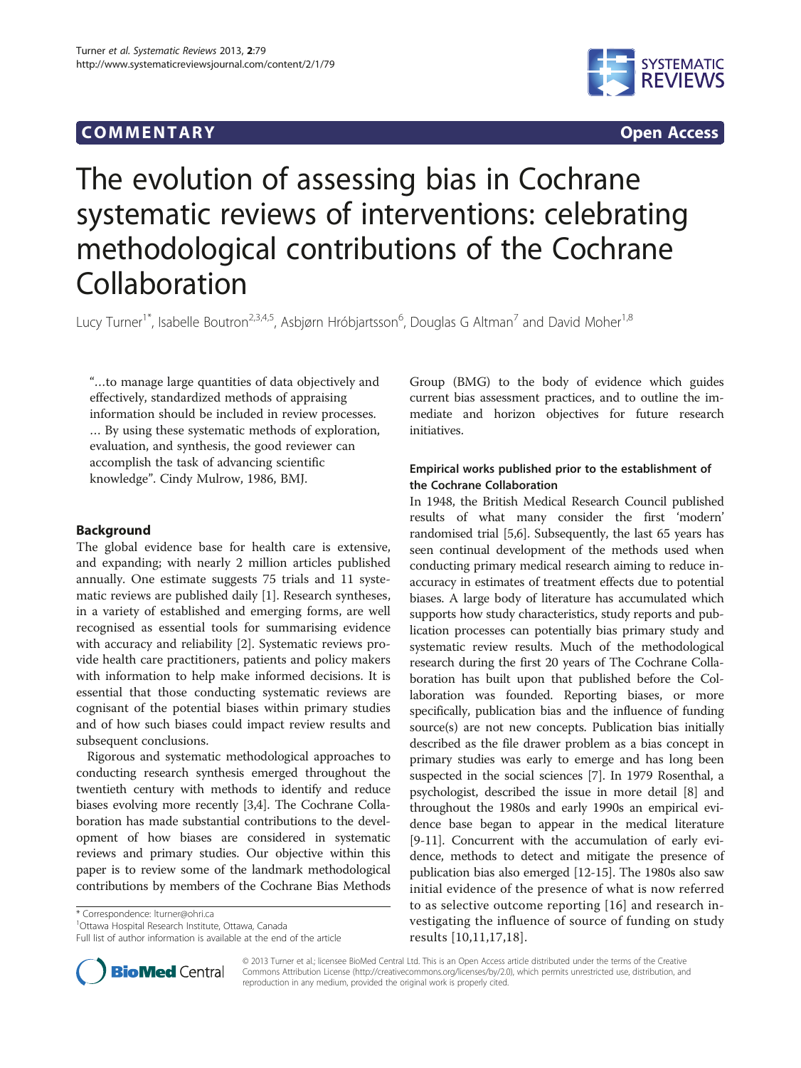**COMMENTARY** **Open Access**

# The evolution of assessing bias in Cochrane systematic reviews of interventions: celebrating methodological contributions of the Cochrane Collaboration

Lucy Turner[1*], Isabelle Boutron[2,3,4,5], Asbjørn Hróbjartsson[6], Douglas G Altman[7] and David Moher[1,8]

"…to manage large quantities of data objectively and effectively, standardized methods of appraising information should be included in review processes. … By using these systematic methods of exploration, evaluation, and synthesis, the good reviewer can accomplish the task of advancing scientific knowledge". Cindy Mulrow, 1986, BMJ.

## Background

The global evidence base for health care is extensive, and expanding; with nearly 2 million articles published annually. One estimate suggests 75 trials and 11 systematic reviews are published daily [1]. Research syntheses, in a variety of established and emerging forms, are well recognised as essential tools for summarising evidence with accuracy and reliability [2]. Systematic reviews provide health care practitioners, patients and policy makers with information to help make informed decisions. It is essential that those conducting systematic reviews are cognisant of the potential biases within primary studies and of how such biases could impact review results and subsequent conclusions.

Rigorous and systematic methodological approaches to conducting research synthesis emerged throughout the twentieth century with methods to identify and reduce biases evolving more recently [3,4]. The Cochrane Collaboration has made substantial contributions to the development of how biases are considered in systematic reviews and primary studies. Our objective within this paper is to review some of the landmark methodological contributions by members of the Cochrane Bias Methods Group (BMG) to the body of evidence which guides current bias assessment practices, and to outline the immediate and horizon objectives for future research initiatives.

### Empirical works published prior to the establishment of the Cochrane Collaboration

In 1948, the British Medical Research Council published results of what many consider the first 'modern' randomised trial [5,6]. Subsequently, the last 65 years has seen continual development of the methods used when conducting primary medical research aiming to reduce inaccuracy in estimates of treatment effects due to potential biases. A large body of literature has accumulated which supports how study characteristics, study reports and publication processes can potentially bias primary study and systematic review results. Much of the methodological research during the first 20 years of The Cochrane Collaboration has built upon that published before the Collaboration was founded. Reporting biases, or more specifically, publication bias and the influence of funding source(s) are not new concepts. Publication bias initially described as the file drawer problem as a bias concept in primary studies was early to emerge and has long been suspected in the social sciences [7]. In 1979 Rosenthal, a psychologist, described the issue in more detail [8] and throughout the 1980s and early 1990s an empirical evidence base began to appear in the medical literature [9-11]. Concurrent with the accumulation of early evidence, methods to detect and mitigate the presence of publication bias also emerged [12-15]. The 1980s also saw initial evidence of the presence of what is now referred to as selective outcome reporting [16] and research investigating the influence of source of funding on study results [10,11,17,18].

\* Correspondence: lturner@ohri.ca
[1]Ottawa Hospital Research Institute, Ottawa, Canada
Full list of author information is available at the end of the article

© 2013 Turner et al.; licensee BioMed Central Ltd. This is an Open Access article distributed under the terms of the Creative Commons Attribution License (http://creativecommons.org/licenses/by/2.0), which permits unrestricted use, distribution, and reproduction in any medium, provided the original work is properly cited.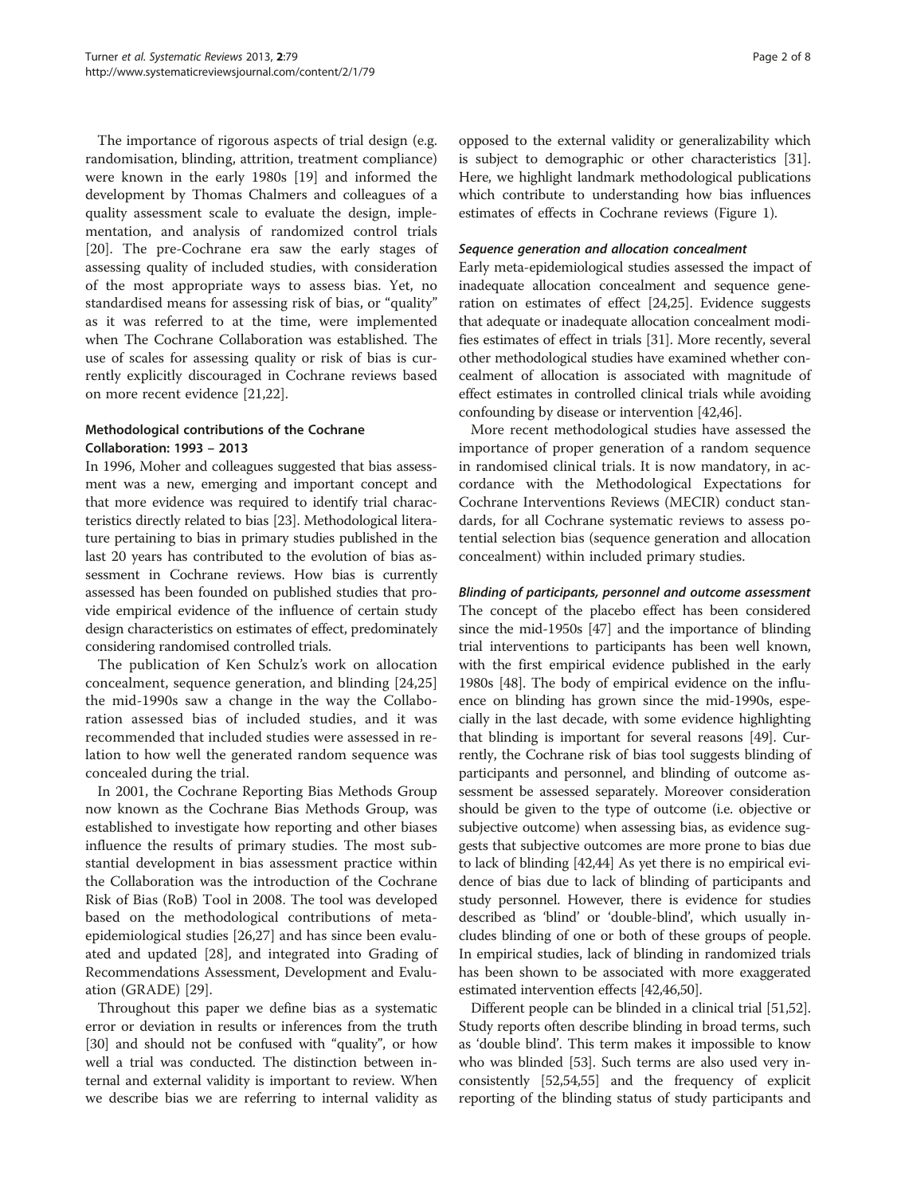The importance of rigorous aspects of trial design (e.g. randomisation, blinding, attrition, treatment compliance) were known in the early 1980s [19] and informed the development by Thomas Chalmers and colleagues of a quality assessment scale to evaluate the design, implementation, and analysis of randomized control trials [20]. The pre-Cochrane era saw the early stages of assessing quality of included studies, with consideration of the most appropriate ways to assess bias. Yet, no standardised means for assessing risk of bias, or "quality" as it was referred to at the time, were implemented when The Cochrane Collaboration was established. The use of scales for assessing quality or risk of bias is currently explicitly discouraged in Cochrane reviews based on more recent evidence [21,22].

## Methodological contributions of the Cochrane Collaboration: 1993 – 2013

In 1996, Moher and colleagues suggested that bias assessment was a new, emerging and important concept and that more evidence was required to identify trial characteristics directly related to bias [23]. Methodological literature pertaining to bias in primary studies published in the last 20 years has contributed to the evolution of bias assessment in Cochrane reviews. How bias is currently assessed has been founded on published studies that provide empirical evidence of the influence of certain study design characteristics on estimates of effect, predominately considering randomised controlled trials.

The publication of Ken Schulz's work on allocation concealment, sequence generation, and blinding [24,25] the mid-1990s saw a change in the way the Collaboration assessed bias of included studies, and it was recommended that included studies were assessed in relation to how well the generated random sequence was concealed during the trial.

In 2001, the Cochrane Reporting Bias Methods Group now known as the Cochrane Bias Methods Group, was established to investigate how reporting and other biases influence the results of primary studies. The most substantial development in bias assessment practice within the Collaboration was the introduction of the Cochrane Risk of Bias (RoB) Tool in 2008. The tool was developed based on the methodological contributions of meta-epidemiological studies [26,27] and has since been evaluated and updated [28], and integrated into Grading of Recommendations Assessment, Development and Evaluation (GRADE) [29].

Throughout this paper we define bias as a systematic error or deviation in results or inferences from the truth [30] and should not be confused with "quality", or how well a trial was conducted. The distinction between internal and external validity is important to review. When we describe bias we are referring to internal validity as opposed to the external validity or generalizability which is subject to demographic or other characteristics [31]. Here, we highlight landmark methodological publications which contribute to understanding how bias influences estimates of effects in Cochrane reviews (Figure 1).

### *Sequence generation and allocation concealment*

Early meta-epidemiological studies assessed the impact of inadequate allocation concealment and sequence generation on estimates of effect [24,25]. Evidence suggests that adequate or inadequate allocation concealment modifies estimates of effect in trials [31]. More recently, several other methodological studies have examined whether concealment of allocation is associated with magnitude of effect estimates in controlled clinical trials while avoiding confounding by disease or intervention [42,46].

More recent methodological studies have assessed the importance of proper generation of a random sequence in randomised clinical trials. It is now mandatory, in accordance with the Methodological Expectations for Cochrane Interventions Reviews (MECIR) conduct standards, for all Cochrane systematic reviews to assess potential selection bias (sequence generation and allocation concealment) within included primary studies.

### *Blinding of participants, personnel and outcome assessment*

The concept of the placebo effect has been considered since the mid-1950s [47] and the importance of blinding trial interventions to participants has been well known, with the first empirical evidence published in the early 1980s [48]. The body of empirical evidence on the influence on blinding has grown since the mid-1990s, especially in the last decade, with some evidence highlighting that blinding is important for several reasons [49]. Currently, the Cochrane risk of bias tool suggests blinding of participants and personnel, and blinding of outcome assessment be assessed separately. Moreover consideration should be given to the type of outcome (i.e. objective or subjective outcome) when assessing bias, as evidence suggests that subjective outcomes are more prone to bias due to lack of blinding [42,44] As yet there is no empirical evidence of bias due to lack of blinding of participants and study personnel. However, there is evidence for studies described as 'blind' or 'double-blind', which usually includes blinding of one or both of these groups of people. In empirical studies, lack of blinding in randomized trials has been shown to be associated with more exaggerated estimated intervention effects [42,46,50].

Different people can be blinded in a clinical trial [51,52]. Study reports often describe blinding in broad terms, such as 'double blind'. This term makes it impossible to know who was blinded [53]. Such terms are also used very inconsistently [52,54,55] and the frequency of explicit reporting of the blinding status of study participants and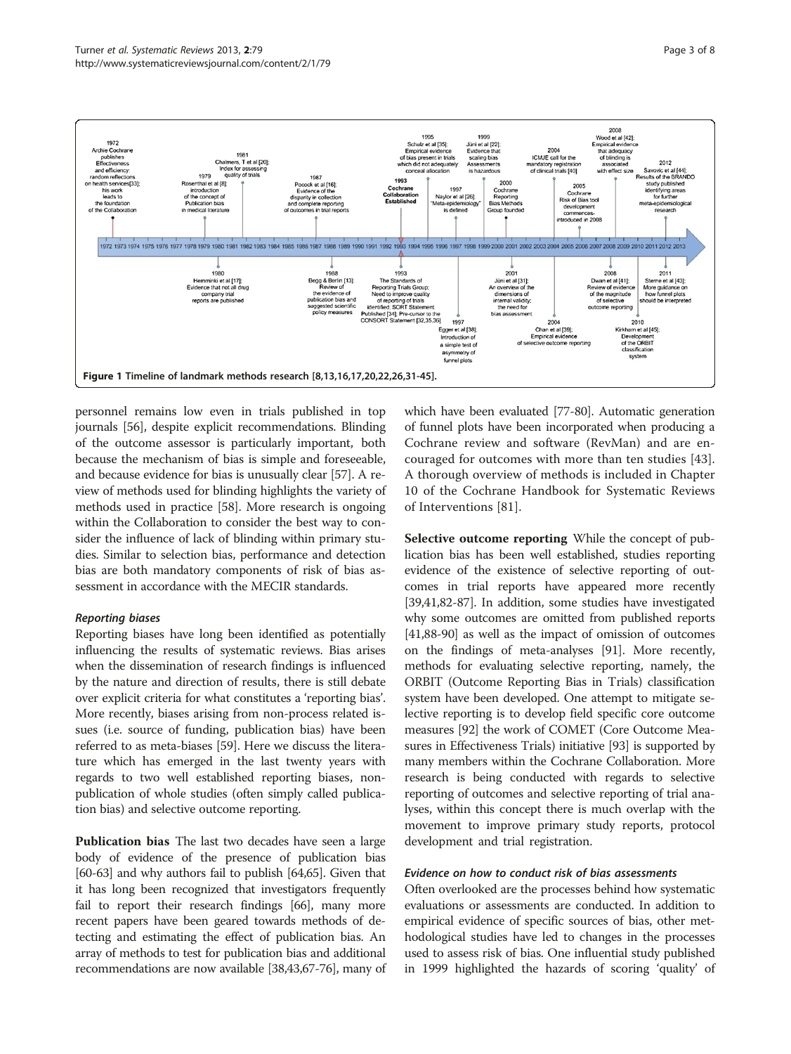Figure 1 Timeline of landmark methods research [8,13,16,17,20,22,26,31-45].

personnel remains low even in trials published in top journals [56], despite explicit recommendations. Blinding of the outcome assessor is particularly important, both because the mechanism of bias is simple and foreseeable, and because evidence for bias is unusually clear [57]. A review of methods used for blinding highlights the variety of methods used in practice [58]. More research is ongoing within the Collaboration to consider the best way to consider the influence of lack of blinding within primary studies. Similar to selection bias, performance and detection bias are both mandatory components of risk of bias assessment in accordance with the MECIR standards.

#### *Reporting biases*

Reporting biases have long been identified as potentially influencing the results of systematic reviews. Bias arises when the dissemination of research findings is influenced by the nature and direction of results, there is still debate over explicit criteria for what constitutes a 'reporting bias'. More recently, biases arising from non-process related issues (i.e. source of funding, publication bias) have been referred to as meta-biases [59]. Here we discuss the literature which has emerged in the last twenty years with regards to two well established reporting biases, non-publication of whole studies (often simply called publication bias) and selective outcome reporting.

**Publication bias** The last two decades have seen a large body of evidence of the presence of publication bias [60-63] and why authors fail to publish [64,65]. Given that it has long been recognized that investigators frequently fail to report their research findings [66], many more recent papers have been geared towards methods of detecting and estimating the effect of publication bias. An array of methods to test for publication bias and additional recommendations are now available [38,43,67-76], many of which have been evaluated [77-80]. Automatic generation of funnel plots have been incorporated when producing a Cochrane review and software (RevMan) and are encouraged for outcomes with more than ten studies [43]. A thorough overview of methods is included in Chapter 10 of the Cochrane Handbook for Systematic Reviews of Interventions [81].

**Selective outcome reporting** While the concept of publication bias has been well established, studies reporting evidence of the existence of selective reporting of outcomes in trial reports have appeared more recently [39,41,82-87]. In addition, some studies have investigated why some outcomes are omitted from published reports [41,88-90] as well as the impact of omission of outcomes on the findings of meta-analyses [91]. More recently, methods for evaluating selective reporting, namely, the ORBIT (Outcome Reporting Bias in Trials) classification system have been developed. One attempt to mitigate selective reporting is to develop field specific core outcome measures [92] the work of COMET (Core Outcome Measures in Effectiveness Trials) initiative [93] is supported by many members within the Cochrane Collaboration. More research is being conducted with regards to selective reporting of outcomes and selective reporting of trial analyses, within this concept there is much overlap with the movement to improve primary study reports, protocol development and trial registration.

#### *Evidence on how to conduct risk of bias assessments*

Often overlooked are the processes behind how systematic evaluations or assessments are conducted. In addition to empirical evidence of specific sources of bias, other methodological studies have led to changes in the processes used to assess risk of bias. One influential study published in 1999 highlighted the hazards of scoring 'quality' of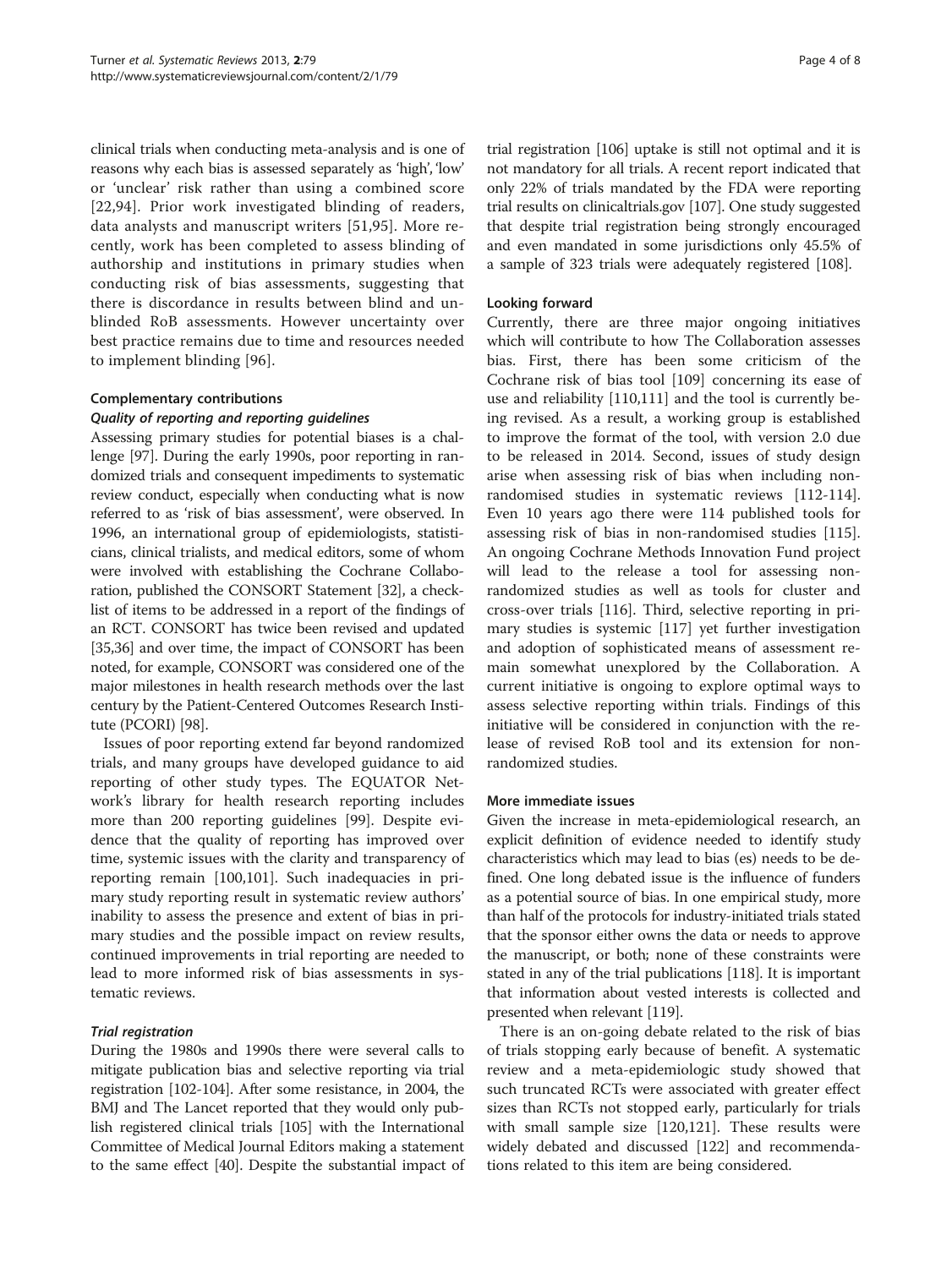clinical trials when conducting meta-analysis and is one of reasons why each bias is assessed separately as 'high', 'low' or 'unclear' risk rather than using a combined score [22,94]. Prior work investigated blinding of readers, data analysts and manuscript writers [51,95]. More recently, work has been completed to assess blinding of authorship and institutions in primary studies when conducting risk of bias assessments, suggesting that there is discordance in results between blind and unblinded RoB assessments. However uncertainty over best practice remains due to time and resources needed to implement blinding [96].

### Complementary contributions

#### *Quality of reporting and reporting guidelines*

Assessing primary studies for potential biases is a challenge [97]. During the early 1990s, poor reporting in randomized trials and consequent impediments to systematic review conduct, especially when conducting what is now referred to as 'risk of bias assessment', were observed. In 1996, an international group of epidemiologists, statisticians, clinical trialists, and medical editors, some of whom were involved with establishing the Cochrane Collaboration, published the CONSORT Statement [32], a checklist of items to be addressed in a report of the findings of an RCT. CONSORT has twice been revised and updated [35,36] and over time, the impact of CONSORT has been noted, for example, CONSORT was considered one of the major milestones in health research methods over the last century by the Patient-Centered Outcomes Research Institute (PCORI) [98].

Issues of poor reporting extend far beyond randomized trials, and many groups have developed guidance to aid reporting of other study types. The EQUATOR Network's library for health research reporting includes more than 200 reporting guidelines [99]. Despite evidence that the quality of reporting has improved over time, systemic issues with the clarity and transparency of reporting remain [100,101]. Such inadequacies in primary study reporting result in systematic review authors' inability to assess the presence and extent of bias in primary studies and the possible impact on review results, continued improvements in trial reporting are needed to lead to more informed risk of bias assessments in systematic reviews.

#### *Trial registration*

During the 1980s and 1990s there were several calls to mitigate publication bias and selective reporting via trial registration [102-104]. After some resistance, in 2004, the BMJ and The Lancet reported that they would only publish registered clinical trials [105] with the International Committee of Medical Journal Editors making a statement to the same effect [40]. Despite the substantial impact of trial registration [106] uptake is still not optimal and it is not mandatory for all trials. A recent report indicated that only 22% of trials mandated by the FDA were reporting trial results on clinicaltrials.gov [107]. One study suggested that despite trial registration being strongly encouraged and even mandated in some jurisdictions only 45.5% of a sample of 323 trials were adequately registered [108].

### Looking forward

Currently, there are three major ongoing initiatives which will contribute to how The Collaboration assesses bias. First, there has been some criticism of the Cochrane risk of bias tool [109] concerning its ease of use and reliability [110,111] and the tool is currently being revised. As a result, a working group is established to improve the format of the tool, with version 2.0 due to be released in 2014. Second, issues of study design arise when assessing risk of bias when including non-randomised studies in systematic reviews [112-114]. Even 10 years ago there were 114 published tools for assessing risk of bias in non-randomised studies [115]. An ongoing Cochrane Methods Innovation Fund project will lead to the release a tool for assessing non-randomized studies as well as tools for cluster and cross-over trials [116]. Third, selective reporting in primary studies is systemic [117] yet further investigation and adoption of sophisticated means of assessment remain somewhat unexplored by the Collaboration. A current initiative is ongoing to explore optimal ways to assess selective reporting within trials. Findings of this initiative will be considered in conjunction with the release of revised RoB tool and its extension for non-randomized studies.

### More immediate issues

Given the increase in meta-epidemiological research, an explicit definition of evidence needed to identify study characteristics which may lead to bias (es) needs to be defined. One long debated issue is the influence of funders as a potential source of bias. In one empirical study, more than half of the protocols for industry-initiated trials stated that the sponsor either owns the data or needs to approve the manuscript, or both; none of these constraints were stated in any of the trial publications [118]. It is important that information about vested interests is collected and presented when relevant [119].

There is an on-going debate related to the risk of bias of trials stopping early because of benefit. A systematic review and a meta-epidemiologic study showed that such truncated RCTs were associated with greater effect sizes than RCTs not stopped early, particularly for trials with small sample size [120,121]. These results were widely debated and discussed [122] and recommendations related to this item are being considered.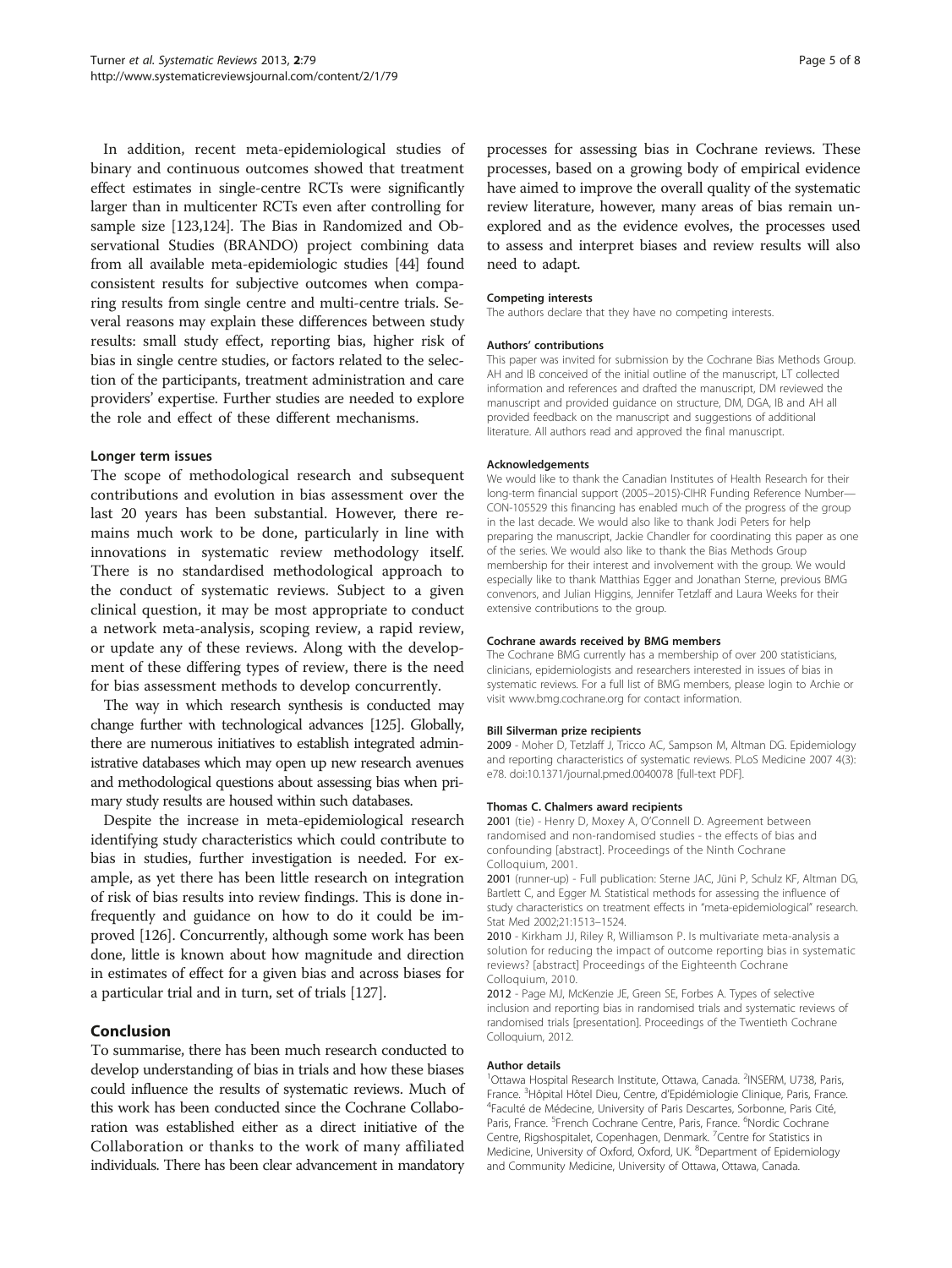In addition, recent meta-epidemiological studies of binary and continuous outcomes showed that treatment effect estimates in single-centre RCTs were significantly larger than in multicenter RCTs even after controlling for sample size [123,124]. The Bias in Randomized and Observational Studies (BRANDO) project combining data from all available meta-epidemiologic studies [44] found consistent results for subjective outcomes when comparing results from single centre and multi-centre trials. Several reasons may explain these differences between study results: small study effect, reporting bias, higher risk of bias in single centre studies, or factors related to the selection of the participants, treatment administration and care providers' expertise. Further studies are needed to explore the role and effect of these different mechanisms.

### Longer term issues

The scope of methodological research and subsequent contributions and evolution in bias assessment over the last 20 years has been substantial. However, there remains much work to be done, particularly in line with innovations in systematic review methodology itself. There is no standardised methodological approach to the conduct of systematic reviews. Subject to a given clinical question, it may be most appropriate to conduct a network meta-analysis, scoping review, a rapid review, or update any of these reviews. Along with the development of these differing types of review, there is the need for bias assessment methods to develop concurrently.

The way in which research synthesis is conducted may change further with technological advances [125]. Globally, there are numerous initiatives to establish integrated administrative databases which may open up new research avenues and methodological questions about assessing bias when primary study results are housed within such databases.

Despite the increase in meta-epidemiological research identifying study characteristics which could contribute to bias in studies, further investigation is needed. For example, as yet there has been little research on integration of risk of bias results into review findings. This is done infrequently and guidance on how to do it could be improved [126]. Concurrently, although some work has been done, little is known about how magnitude and direction in estimates of effect for a given bias and across biases for a particular trial and in turn, set of trials [127].

## Conclusion

To summarise, there has been much research conducted to develop understanding of bias in trials and how these biases could influence the results of systematic reviews. Much of this work has been conducted since the Cochrane Collaboration was established either as a direct initiative of the Collaboration or thanks to the work of many affiliated individuals. There has been clear advancement in mandatory processes for assessing bias in Cochrane reviews. These processes, based on a growing body of empirical evidence have aimed to improve the overall quality of the systematic review literature, however, many areas of bias remain unexplored and as the evidence evolves, the processes used to assess and interpret biases and review results will also need to adapt.

#### Competing interests

The authors declare that they have no competing interests.

#### Authors' contributions

This paper was invited for submission by the Cochrane Bias Methods Group. AH and IB conceived of the initial outline of the manuscript, LT collected information and references and drafted the manuscript, DM reviewed the manuscript and provided guidance on structure, DM, DGA, IB and AH all provided feedback on the manuscript and suggestions of additional literature. All authors read and approved the final manuscript.

#### Acknowledgements

We would like to thank the Canadian Institutes of Health Research for their long-term financial support (2005–2015)-CIHR Funding Reference Number—CON-105529 this financing has enabled much of the progress of the group in the last decade. We would also like to thank Jodi Peters for help preparing the manuscript, Jackie Chandler for coordinating this paper as one of the series. We would also like to thank the Bias Methods Group membership for their interest and involvement with the group. We would especially like to thank Matthias Egger and Jonathan Sterne, previous BMG convenors, and Julian Higgins, Jennifer Tetzlaff and Laura Weeks for their extensive contributions to the group.

#### Cochrane awards received by BMG members

The Cochrane BMG currently has a membership of over 200 statisticians, clinicians, epidemiologists and researchers interested in issues of bias in systematic reviews. For a full list of BMG members, please login to Archie or visit www.bmg.cochrane.org for contact information.

#### Bill Silverman prize recipients

2009 - Moher D, Tetzlaff J, Tricco AC, Sampson M, Altman DG. Epidemiology and reporting characteristics of systematic reviews. PLoS Medicine 2007 4(3): e78. doi:10.1371/journal.pmed.0040078 [full-text PDF].

#### Thomas C. Chalmers award recipients

2001 (tie) - Henry D, Moxey A, O'Connell D. Agreement between randomised and non-randomised studies - the effects of bias and confounding [abstract]. Proceedings of the Ninth Cochrane Colloquium, 2001.

2001 (runner-up) - Full publication: Sterne JAC, Jüni P, Schulz KF, Altman DG, Bartlett C, and Egger M. Statistical methods for assessing the influence of study characteristics on treatment effects in "meta-epidemiological" research. Stat Med 2002;21:1513–1524.

2010 - Kirkham JJ, Riley R, Williamson P. Is multivariate meta-analysis a solution for reducing the impact of outcome reporting bias in systematic reviews? [abstract] Proceedings of the Eighteenth Cochrane Colloquium, 2010.

2012 - Page MJ, McKenzie JE, Green SE, Forbes A. Types of selective inclusion and reporting bias in randomised trials and systematic reviews of randomised trials [presentation]. Proceedings of the Twentieth Cochrane Colloquium, 2012.

#### Author details

[1]Ottawa Hospital Research Institute, Ottawa, Canada. [2]INSERM, U738, Paris, France. [3]Hôpital Hôtel Dieu, Centre, d'Epidémiologie Clinique, Paris, France. [4]Faculté de Médecine, University of Paris Descartes, Sorbonne, Paris Cité, Paris, France. [5]French Cochrane Centre, Paris, France. [6]Nordic Cochrane Centre, Rigshospitalet, Copenhagen, Denmark. [7]Centre for Statistics in Medicine, University of Oxford, Oxford, UK. [8]Department of Epidemiology and Community Medicine, University of Ottawa, Ottawa, Canada.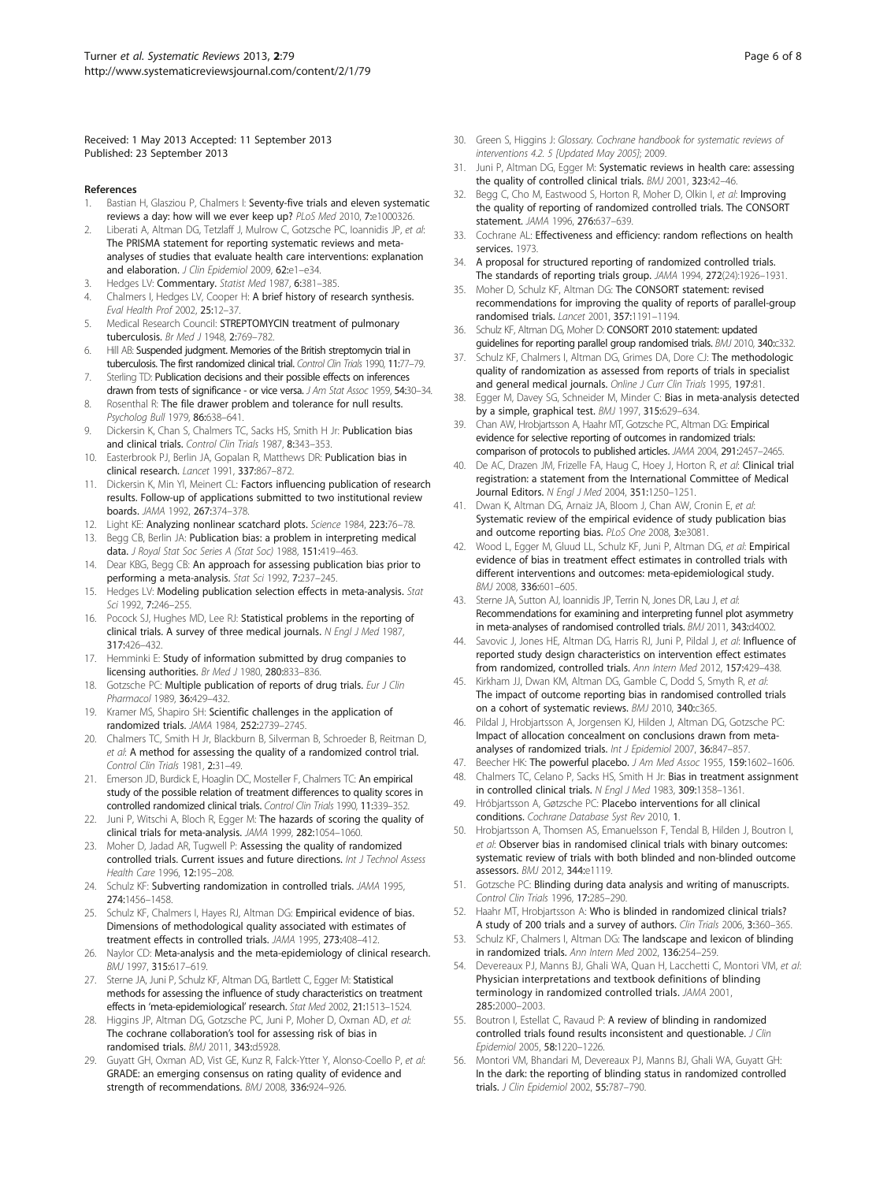Received: 1 May 2013 Accepted: 11 September 2013
Published: 23 September 2013

## References

1. Bastian H, Glasziou P, Chalmers I: **Seventy-five trials and eleven systematic reviews a day: how will we ever keep up?** *PLoS Med* 2010, **7:**e1000326.
2. Liberati A, Altman DG, Tetzlaff J, Mulrow C, Gotzsche PC, Ioannidis JP, *et al*: **The PRISMA statement for reporting systematic reviews and meta-analyses of studies that evaluate health care interventions: explanation and elaboration.** *J Clin Epidemiol* 2009, **62:**e1–e34.
3. Hedges LV: **Commentary.** *Statist Med* 1987, **6:**381–385.
4. Chalmers I, Hedges LV, Cooper H: **A brief history of research synthesis.** *Eval Health Prof* 2002, **25:**12–37.
5. Medical Research Council: **STREPTOMYCIN treatment of pulmonary tuberculosis.** *Br Med J* 1948, **2:**769–782.
6. Hill AB: **Suspended judgment. Memories of the British streptomycin trial in tuberculosis. The first randomized clinical trial.** *Control Clin Trials* 1990, **11:**77–79.
7. Sterling TD: **Publication decisions and their possible effects on inferences drawn from tests of significance - or vice versa.** *J Am Stat Assoc* 1959, **54:**30–34.
8. Rosenthal R: **The file drawer problem and tolerance for null results.** *Psycholog Bull* 1979, **86:**638–641.
9. Dickersin K, Chan S, Chalmers TC, Sacks HS, Smith H Jr: **Publication bias and clinical trials.** *Control Clin Trials* 1987, **8:**343–353.
10. Easterbrook PJ, Berlin JA, Gopalan R, Matthews DR: **Publication bias in clinical research.** *Lancet* 1991, **337:**867–872.
11. Dickersin K, Min YI, Meinert CL: **Factors influencing publication of research results. Follow-up of applications submitted to two institutional review boards.** *JAMA* 1992, **267:**374–378.
12. Light KE: **Analyzing nonlinear scatchard plots.** *Science* 1984, **223:**76–78.
13. Begg CB, Berlin JA: **Publication bias: a problem in interpreting medical data.** *J Royal Stat Soc Series A (Stat Soc)* 1988, **151:**419–463.
14. Dear KBG, Begg CB: **An approach for assessing publication bias prior to performing a meta-analysis.** *Stat Sci* 1992, **7:**237–245.
15. Hedges LV: **Modeling publication selection effects in meta-analysis.** *Stat Sci* 1992, **7:**246–255.
16. Pocock SJ, Hughes MD, Lee RJ: **Statistical problems in the reporting of clinical trials. A survey of three medical journals.** *N Engl J Med* 1987, **317:**426–432.
17. Hemminki E: **Study of information submitted by drug companies to licensing authorities.** *Br Med J* 1980, **280:**833–836.
18. Gotzsche PC: **Multiple publication of reports of drug trials.** *Eur J Clin Pharmacol* 1989, **36:**429–432.
19. Kramer MS, Shapiro SH: **Scientific challenges in the application of randomized trials.** *JAMA* 1984, **252:**2739–2745.
20. Chalmers TC, Smith H Jr, Blackburn B, Silverman B, Schroeder B, Reitman D, *et al*: **A method for assessing the quality of a randomized control trial.** *Control Clin Trials* 1981, **2:**31–49.
21. Emerson JD, Burdick E, Hoaglin DC, Mosteller F, Chalmers TC: **An empirical study of the possible relation of treatment differences to quality scores in controlled randomized clinical trials.** *Control Clin Trials* 1990, **11:**339–352.
22. Juni P, Witschi A, Bloch R, Egger M: **The hazards of scoring the quality of clinical trials for meta-analysis.** *JAMA* 1999, **282:**1054–1060.
23. Moher D, Jadad AR, Tugwell P: **Assessing the quality of randomized controlled trials. Current issues and future directions.** *Int J Technol Assess Health Care* 1996, **12:**195–208.
24. Schulz KF: **Subverting randomization in controlled trials.** *JAMA* 1995, **274:**1456–1458.
25. Schulz KF, Chalmers I, Hayes RJ, Altman DG: **Empirical evidence of bias. Dimensions of methodological quality associated with estimates of treatment effects in controlled trials.** *JAMA* 1995, **273:**408–412.
26. Naylor CD: **Meta-analysis and the meta-epidemiology of clinical research.** *BMJ* 1997, **315:**617–619.
27. Sterne JA, Juni P, Schulz KF, Altman DG, Bartlett C, Egger M: **Statistical methods for assessing the influence of study characteristics on treatment effects in 'meta-epidemiological' research.** *Stat Med* 2002, **21:**1513–1524.
28. Higgins JP, Altman DG, Gotzsche PC, Juni P, Moher D, Oxman AD, *et al*: **The cochrane collaboration's tool for assessing risk of bias in randomised trials.** *BMJ* 2011, **343:**d5928.
29. Guyatt GH, Oxman AD, Vist GE, Kunz R, Falck-Ytter Y, Alonso-Coello P, *et al*: **GRADE: an emerging consensus on rating quality of evidence and strength of recommendations.** *BMJ* 2008, **336:**924–926.
30. Green S, Higgins J: *Glossary. Cochrane handbook for systematic reviews of interventions 4.2. 5 [Updated May 2005]*; 2009.
31. Juni P, Altman DG, Egger M: **Systematic reviews in health care: assessing the quality of controlled clinical trials.** *BMJ* 2001, **323:**42–46.
32. Begg C, Cho M, Eastwood S, Horton R, Moher D, Olkin I, *et al*: **Improving the quality of reporting of randomized controlled trials. The CONSORT statement.** *JAMA* 1996, **276:**637–639.
33. Cochrane AL: **Effectiveness and efficiency: random reflections on health services.** 1973.
34. **A proposal for structured reporting of randomized controlled trials. The standards of reporting trials group.** *JAMA* 1994, **272**(24):1926–1931.
35. Moher D, Schulz KF, Altman DG: **The CONSORT statement: revised recommendations for improving the quality of reports of parallel-group randomised trials.** *Lancet* 2001, **357:**1191–1194.
36. Schulz KF, Altman DG, Moher D: **CONSORT 2010 statement: updated guidelines for reporting parallel group randomised trials.** *BMJ* 2010, **340:**c332.
37. Schulz KF, Chalmers I, Altman DG, Grimes DA, Dore CJ: **The methodologic quality of randomization as assessed from reports of trials in specialist and general medical journals.** *Online J Curr Clin Trials* 1995, **197:**81.
38. Egger M, Davey SG, Schneider M, Minder C: **Bias in meta-analysis detected by a simple, graphical test.** *BMJ* 1997, **315:**629–634.
39. Chan AW, Hrobjartsson A, Haahr MT, Gotzsche PC, Altman DG: **Empirical evidence for selective reporting of outcomes in randomized trials: comparison of protocols to published articles.** *JAMA* 2004, **291:**2457–2465.
40. De AC, Drazen JM, Frizelle FA, Haug C, Hoey J, Horton R, *et al*: **Clinical trial registration: a statement from the International Committee of Medical Journal Editors.** *N Engl J Med* 2004, **351:**1250–1251.
41. Dwan K, Altman DG, Arnaiz JA, Bloom J, Chan AW, Cronin E, *et al*: **Systematic review of the empirical evidence of study publication bias and outcome reporting bias.** *PLoS One* 2008, **3:**e3081.
42. Wood L, Egger M, Gluud LL, Schulz KF, Juni P, Altman DG, *et al*: **Empirical evidence of bias in treatment effect estimates in controlled trials with different interventions and outcomes: meta-epidemiological study.** *BMJ* 2008, **336:**601–605.
43. Sterne JA, Sutton AJ, Ioannidis JP, Terrin N, Jones DR, Lau J, *et al*: **Recommendations for examining and interpreting funnel plot asymmetry in meta-analyses of randomised controlled trials.** *BMJ* 2011, **343:**d4002.
44. Savovic J, Jones HE, Altman DG, Harris RJ, Juni P, Pildal J, *et al*: **Influence of reported study design characteristics on intervention effect estimates from randomized, controlled trials.** *Ann Intern Med* 2012, **157:**429–438.
45. Kirkham JJ, Dwan KM, Altman DG, Gamble C, Dodd S, Smyth R, *et al*: **The impact of outcome reporting bias in randomised controlled trials on a cohort of systematic reviews.** *BMJ* 2010, **340:**c365.
46. Pildal J, Hrobjartsson A, Jorgensen KJ, Hilden J, Altman DG, Gotzsche PC: **Impact of allocation concealment on conclusions drawn from meta-analyses of randomized trials.** *Int J Epidemiol* 2007, **36:**847–857.
47. Beecher HK: **The powerful placebo.** *J Am Med Assoc* 1955, **159:**1602–1606.
48. Chalmers TC, Celano P, Sacks HS, Smith H Jr: **Bias in treatment assignment in controlled clinical trials.** *N Engl J Med* 1983, **309:**1358–1361.
49. Hróbjartsson A, Gøtzsche PC: **Placebo interventions for all clinical conditions.** *Cochrane Database Syst Rev* 2010, **1**.
50. Hrobjartsson A, Thomsen AS, Emanuelsson F, Tendal B, Hilden J, Boutron I, *et al*: **Observer bias in randomised clinical trials with binary outcomes: systematic review of trials with both blinded and non-blinded outcome assessors.** *BMJ* 2012, **344:**e1119.
51. Gotzsche PC: **Blinding during data analysis and writing of manuscripts.** *Control Clin Trials* 1996, **17:**285–290.
52. Haahr MT, Hrobjartsson A: **Who is blinded in randomized clinical trials? A study of 200 trials and a survey of authors.** *Clin Trials* 2006, **3:**360–365.
53. Schulz KF, Chalmers I, Altman DG: **The landscape and lexicon of blinding in randomized trials.** *Ann Intern Med* 2002, **136:**254–259.
54. Devereaux PJ, Manns BJ, Ghali WA, Quan H, Lacchetti C, Montori VM, *et al*: **Physician interpretations and textbook definitions of blinding terminology in randomized controlled trials.** *JAMA* 2001, **285:**2000–2003.
55. Boutron I, Estellat C, Ravaud P: **A review of blinding in randomized controlled trials found results inconsistent and questionable.** *J Clin Epidemiol* 2005, **58:**1220–1226.
56. Montori VM, Bhandari M, Devereaux PJ, Manns BJ, Ghali WA, Guyatt GH: **In the dark: the reporting of blinding status in randomized controlled trials.** *J Clin Epidemiol* 2002, **55:**787–790.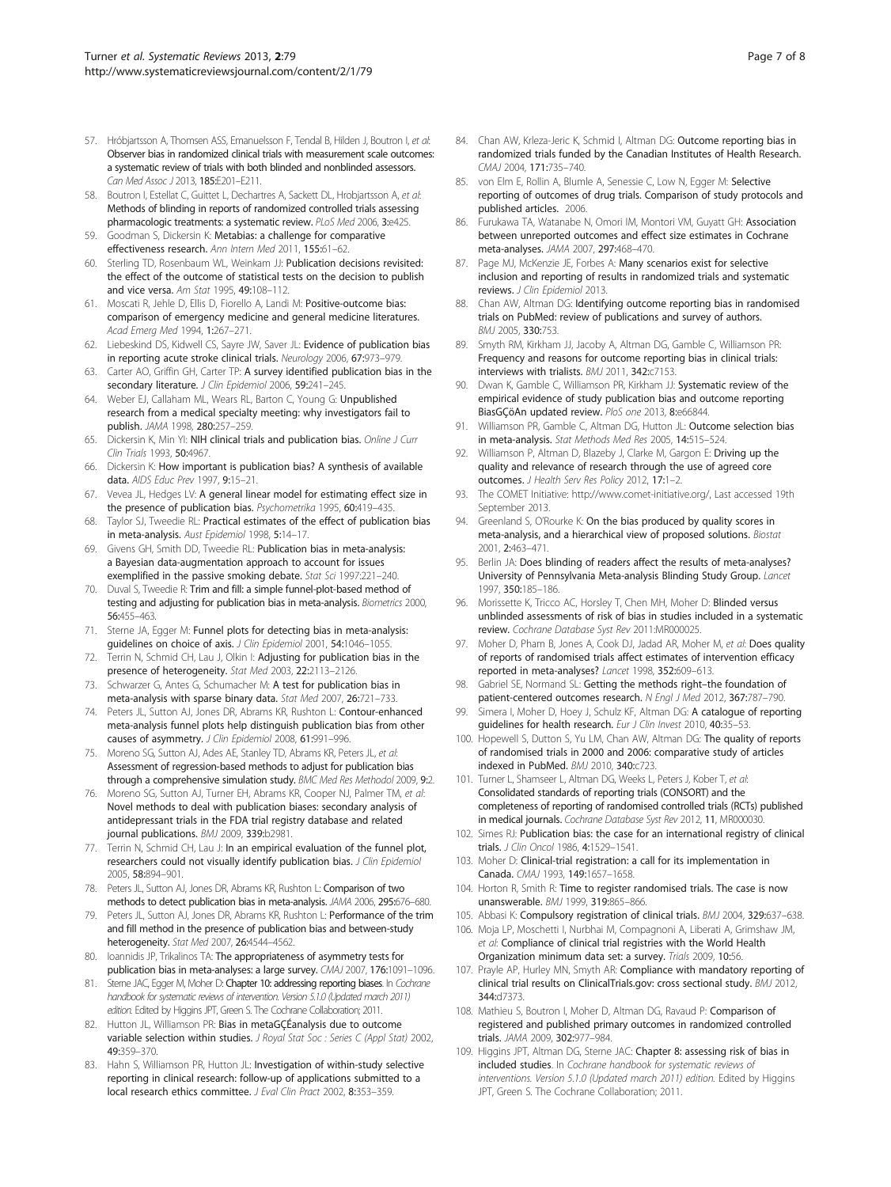57. Hróbjartsson A, Thomsen ASS, Emanuelsson F, Tendal B, Hilden J, Boutron I, *et al*: **Observer bias in randomized clinical trials with measurement scale outcomes: a systematic review of trials with both blinded and nonblinded assessors.** *Can Med Assoc J* 2013, **185:**E201–E211.
58. Boutron I, Estellat C, Guittet L, Dechartres A, Sackett DL, Hrobjartsson A, *et al*: **Methods of blinding in reports of randomized controlled trials assessing pharmacologic treatments: a systematic review.** *PLoS Med* 2006, **3:**e425.
59. Goodman S, Dickersin K: **Metabias: a challenge for comparative effectiveness research.** *Ann Intern Med* 2011, **155:**61–62.
60. Sterling TD, Rosenbaum WL, Weinkam JJ: **Publication decisions revisited: the effect of the outcome of statistical tests on the decision to publish and vice versa.** *Am Stat* 1995, **49:**108–112.
61. Moscati R, Jehle D, Ellis D, Fiorello A, Landi M: **Positive-outcome bias: comparison of emergency medicine and general medicine literatures.** *Acad Emerg Med* 1994, **1:**267–271.
62. Liebeskind DS, Kidwell CS, Sayre JW, Saver JL: **Evidence of publication bias in reporting acute stroke clinical trials.** *Neurology* 2006, **67:**973–979.
63. Carter AO, Griffin GH, Carter TP: **A survey identified publication bias in the secondary literature.** *J Clin Epidemiol* 2006, **59:**241–245.
64. Weber EJ, Callaham ML, Wears RL, Barton C, Young G: **Unpublished research from a medical specialty meeting: why investigators fail to publish.** *JAMA* 1998, **280:**257–259.
65. Dickersin K, Min YI: **NIH clinical trials and publication bias.** *Online J Curr Clin Trials* 1993, **50:**4967.
66. Dickersin K: **How important is publication bias? A synthesis of available data.** *AIDS Educ Prev* 1997, **9:**15–21.
67. Vevea JL, Hedges LV: **A general linear model for estimating effect size in the presence of publication bias.** *Psychometrika* 1995, **60:**419–435.
68. Taylor SJ, Tweedie RL: **Practical estimates of the effect of publication bias in meta-analysis.** *Aust Epidemiol* 1998, **5:**14–17.
69. Givens GH, Smith DD, Tweedie RL: **Publication bias in meta-analysis: a Bayesian data-augmentation approach to account for issues exemplified in the passive smoking debate.** *Stat Sci* 1997:221–240.
70. Duval S, Tweedie R: **Trim and fill: a simple funnel-plot-based method of testing and adjusting for publication bias in meta-analysis.** *Biometrics* 2000, **56:**455–463.
71. Sterne JA, Egger M: **Funnel plots for detecting bias in meta-analysis: guidelines on choice of axis.** *J Clin Epidemiol* 2001, **54:**1046–1055.
72. Terrin N, Schmid CH, Lau J, Olkin I: **Adjusting for publication bias in the presence of heterogeneity.** *Stat Med* 2003, **22:**2113–2126.
73. Schwarzer G, Antes G, Schumacher M: **A test for publication bias in meta-analysis with sparse binary data.** *Stat Med* 2007, **26:**721–733.
74. Peters JL, Sutton AJ, Jones DR, Abrams KR, Rushton L: **Contour-enhanced meta-analysis funnel plots help distinguish publication bias from other causes of asymmetry.** *J Clin Epidemiol* 2008, **61:**991–996.
75. Moreno SG, Sutton AJ, Ades AE, Stanley TD, Abrams KR, Peters JL, *et al*: **Assessment of regression-based methods to adjust for publication bias through a comprehensive simulation study.** *BMC Med Res Methodol* 2009, **9:**2.
76. Moreno SG, Sutton AJ, Turner EH, Abrams KR, Cooper NJ, Palmer TM, *et al*: **Novel methods to deal with publication biases: secondary analysis of antidepressant trials in the FDA trial registry database and related journal publications.** *BMJ* 2009, **339:**b2981.
77. Terrin N, Schmid CH, Lau J: **In an empirical evaluation of the funnel plot, researchers could not visually identify publication bias.** *J Clin Epidemiol* 2005, **58:**894–901.
78. Peters JL, Sutton AJ, Jones DR, Abrams KR, Rushton L: **Comparison of two methods to detect publication bias in meta-analysis.** *JAMA* 2006, **295:**676–680.
79. Peters JL, Sutton AJ, Jones DR, Abrams KR, Rushton L: **Performance of the trim and fill method in the presence of publication bias and between-study heterogeneity.** *Stat Med* 2007, **26:**4544–4562.
80. Ioannidis JP, Trikalinos TA: **The appropriateness of asymmetry tests for publication bias in meta-analyses: a large survey.** *CMAJ* 2007, **176:**1091–1096.
81. Sterne JAC, Egger M, Moher D: **Chapter 10: addressing reporting biases.** In *Cochrane handbook for systematic reviews of intervention. Version 5.1.0 (Updated march 2011) edition*. Edited by Higgins JPT, Green S. The Cochrane Collaboration; 2011.
82. Hutton JL, Williamson PR: **Bias in metaGÇÉanalysis due to outcome variable selection within studies.** *J Royal Stat Soc : Series C (Appl Stat)* 2002, **49:**359–370.
83. Hahn S, Williamson PR, Hutton JL: **Investigation of within-study selective reporting in clinical research: follow-up of applications submitted to a local research ethics committee.** *J Eval Clin Pract* 2002, **8:**353–359.
84. Chan AW, Krleza-Jeric K, Schmid I, Altman DG: **Outcome reporting bias in randomized trials funded by the Canadian Institutes of Health Research.** *CMAJ* 2004, **171:**735–740.
85. von Elm E, Rollin A, Blumle A, Senessie C, Low N, Egger M: **Selective reporting of outcomes of drug trials. Comparison of study protocols and published articles.** 2006.
86. Furukawa TA, Watanabe N, Omori IM, Montori VM, Guyatt GH: **Association between unreported outcomes and effect size estimates in Cochrane meta-analyses.** *JAMA* 2007, **297:**468–470.
87. Page MJ, McKenzie JE, Forbes A: **Many scenarios exist for selective inclusion and reporting of results in randomized trials and systematic reviews.** *J Clin Epidemiol* 2013.
88. Chan AW, Altman DG: **Identifying outcome reporting bias in randomised trials on PubMed: review of publications and survey of authors.** *BMJ* 2005, **330:**753.
89. Smyth RM, Kirkham JJ, Jacoby A, Altman DG, Gamble C, Williamson PR: **Frequency and reasons for outcome reporting bias in clinical trials: interviews with trialists.** *BMJ* 2011, **342:**c7153.
90. Dwan K, Gamble C, Williamson PR, Kirkham JJ: **Systematic review of the empirical evidence of study publication bias and outcome reporting BiasGÇöAn updated review.** *PloS one* 2013, **8:**e66844.
91. Williamson PR, Gamble C, Altman DG, Hutton JL: **Outcome selection bias in meta-analysis.** *Stat Methods Med Res* 2005, **14:**515–524.
92. Williamson P, Altman D, Blazeby J, Clarke M, Gargon E: **Driving up the quality and relevance of research through the use of agreed core outcomes.** *J Health Serv Res Policy* 2012, **17:**1–2.
93. The COMET Initiative: http://www.comet-initiative.org/, Last accessed 19th September 2013.
94. Greenland S, O'Rourke K: **On the bias produced by quality scores in meta-analysis, and a hierarchical view of proposed solutions.** *Biostat* 2001, **2:**463–471.
95. Berlin JA: **Does blinding of readers affect the results of meta-analyses? University of Pennsylvania Meta-analysis Blinding Study Group.** *Lancet* 1997, **350:**185–186.
96. Morissette K, Tricco AC, Horsley T, Chen MH, Moher D: **Blinded versus unblinded assessments of risk of bias in studies included in a systematic review.** *Cochrane Database Syst Rev* 2011:MR000025.
97. Moher D, Pham B, Jones A, Cook DJ, Jadad AR, Moher M, *et al*: **Does quality of reports of randomised trials affect estimates of intervention efficacy reported in meta-analyses?** *Lancet* 1998, **352:**609–613.
98. Gabriel SE, Normand SL: **Getting the methods right–the foundation of patient-centered outcomes research.** *N Engl J Med* 2012, **367:**787–790.
99. Simera I, Moher D, Hoey J, Schulz KF, Altman DG: **A catalogue of reporting guidelines for health research.** *Eur J Clin Invest* 2010, **40:**35–53.
100. Hopewell S, Dutton S, Yu LM, Chan AW, Altman DG: **The quality of reports of randomised trials in 2000 and 2006: comparative study of articles indexed in PubMed.** *BMJ* 2010, **340:**c723.
101. Turner L, Shamseer L, Altman DG, Weeks L, Peters J, Kober T, *et al*: **Consolidated standards of reporting trials (CONSORT) and the completeness of reporting of randomised controlled trials (RCTs) published in medical journals.** *Cochrane Database Syst Rev* 2012, **11**, MR000030.
102. Simes RJ: **Publication bias: the case for an international registry of clinical trials.** *J Clin Oncol* 1986, **4:**1529–1541.
103. Moher D: **Clinical-trial registration: a call for its implementation in Canada.** *CMAJ* 1993, **149:**1657–1658.
104. Horton R, Smith R: **Time to register randomised trials. The case is now unanswerable.** *BMJ* 1999, **319:**865–866.
105. Abbasi K: **Compulsory registration of clinical trials.** *BMJ* 2004, **329:**637–638.
106. Moja LP, Moschetti I, Nurbhai M, Compagnoni A, Liberati A, Grimshaw JM, *et al*: **Compliance of clinical trial registries with the World Health Organization minimum data set: a survey.** *Trials* 2009, **10:**56.
107. Prayle AP, Hurley MN, Smyth AR: **Compliance with mandatory reporting of clinical trial results on ClinicalTrials.gov: cross sectional study.** *BMJ* 2012, **344:**d7373.
108. Mathieu S, Boutron I, Moher D, Altman DG, Ravaud P: **Comparison of registered and published primary outcomes in randomized controlled trials.** *JAMA* 2009, **302:**977–984.
109. Higgins JPT, Altman DG, Sterne JAC: **Chapter 8: assessing risk of bias in included studies.** In *Cochrane handbook for systematic reviews of interventions. Version 5.1.0 (Updated march 2011) edition*. Edited by Higgins JPT, Green S. The Cochrane Collaboration; 2011.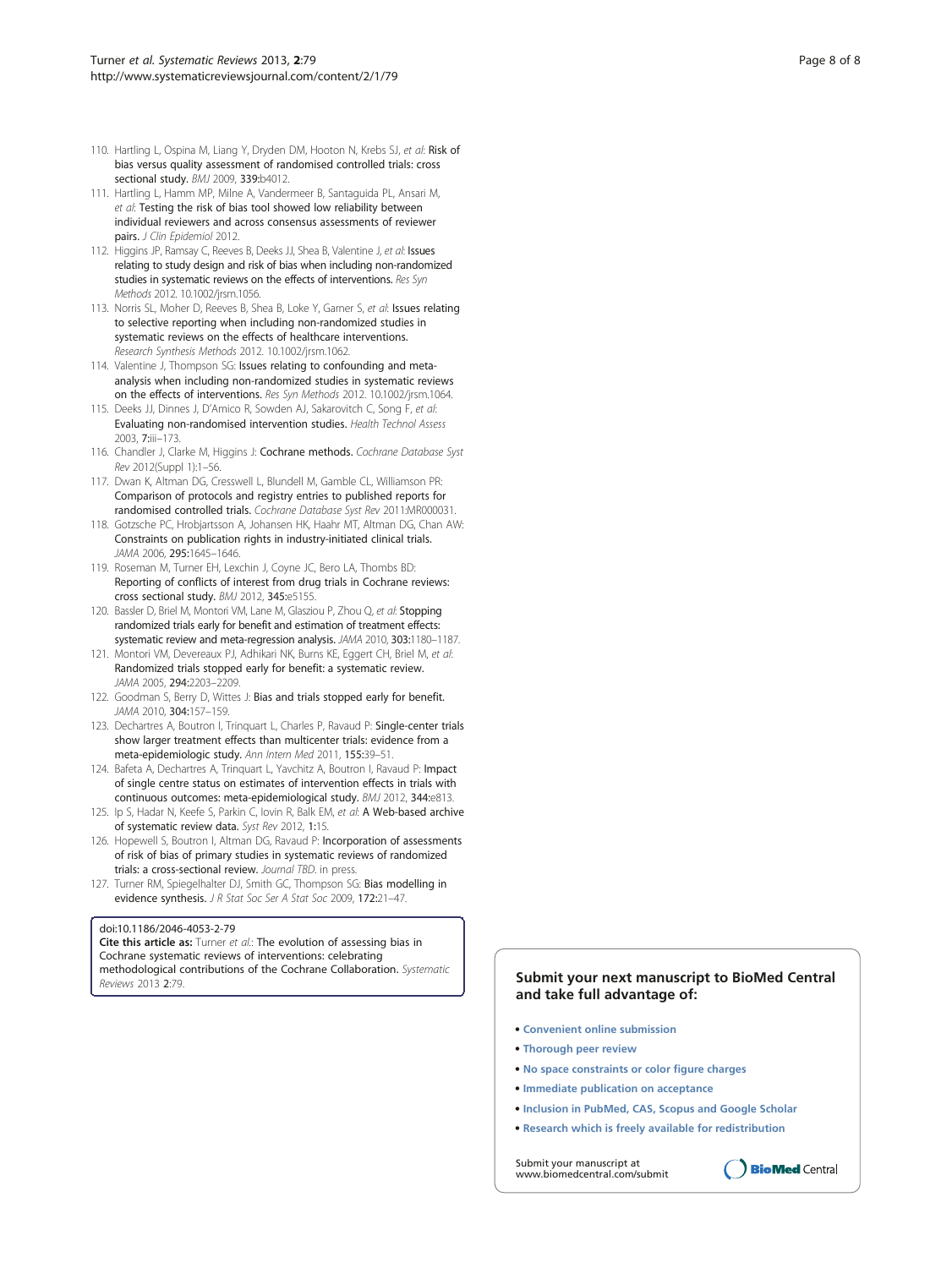110. Hartling L, Ospina M, Liang Y, Dryden DM, Hooton N, Krebs SJ, *et al*: **Risk of bias versus quality assessment of randomised controlled trials: cross sectional study.** *BMJ* 2009, **339:**b4012.
111. Hartling L, Hamm MP, Milne A, Vandermeer B, Santaguida PL, Ansari M, *et al*: **Testing the risk of bias tool showed low reliability between individual reviewers and across consensus assessments of reviewer pairs.** *J Clin Epidemiol* 2012.
112. Higgins JP, Ramsay C, Reeves B, Deeks JJ, Shea B, Valentine J, *et al*: **Issues relating to study design and risk of bias when including non-randomized studies in systematic reviews on the effects of interventions.** *Res Syn Methods* 2012. 10.1002/jrsm.1056.
113. Norris SL, Moher D, Reeves B, Shea B, Loke Y, Garner S, *et al*: **Issues relating to selective reporting when including non-randomized studies in systematic reviews on the effects of healthcare interventions.** *Research Synthesis Methods* 2012. 10.1002/jrsm.1062.
114. Valentine J, Thompson SG: **Issues relating to confounding and meta-analysis when including non-randomized studies in systematic reviews on the effects of interventions.** *Res Syn Methods* 2012. 10.1002/jrsm.1064.
115. Deeks JJ, Dinnes J, D'Amico R, Sowden AJ, Sakarovitch C, Song F, *et al*: **Evaluating non-randomised intervention studies.** *Health Technol Assess* 2003, **7:**iii–173.
116. Chandler J, Clarke M, Higgins J: **Cochrane methods.** *Cochrane Database Syst Rev* 2012(Suppl 1):1–56.
117. Dwan K, Altman DG, Cresswell L, Blundell M, Gamble CL, Williamson PR: **Comparison of protocols and registry entries to published reports for randomised controlled trials.** *Cochrane Database Syst Rev* 2011:MR000031.
118. Gotzsche PC, Hrobjartsson A, Johansen HK, Haahr MT, Altman DG, Chan AW: **Constraints on publication rights in industry-initiated clinical trials.** *JAMA* 2006, **295:**1645–1646.
119. Roseman M, Turner EH, Lexchin J, Coyne JC, Bero LA, Thombs BD: **Reporting of conflicts of interest from drug trials in Cochrane reviews: cross sectional study.** *BMJ* 2012, **345:**e5155.
120. Bassler D, Briel M, Montori VM, Lane M, Glasziou P, Zhou Q, *et al*: **Stopping randomized trials early for benefit and estimation of treatment effects: systematic review and meta-regression analysis.** *JAMA* 2010, **303:**1180–1187.
121. Montori VM, Devereaux PJ, Adhikari NK, Burns KE, Eggert CH, Briel M, *et al*: **Randomized trials stopped early for benefit: a systematic review.** *JAMA* 2005, **294:**2203–2209.
122. Goodman S, Berry D, Wittes J: **Bias and trials stopped early for benefit.** *JAMA* 2010, **304:**157–159.
123. Dechartres A, Boutron I, Trinquart L, Charles P, Ravaud P: **Single-center trials show larger treatment effects than multicenter trials: evidence from a meta-epidemiologic study.** *Ann Intern Med* 2011, **155:**39–51.
124. Bafeta A, Dechartres A, Trinquart L, Yavchitz A, Boutron I, Ravaud P: **Impact of single centre status on estimates of intervention effects in trials with continuous outcomes: meta-epidemiological study.** *BMJ* 2012, **344:**e813.
125. Ip S, Hadar N, Keefe S, Parkin C, Iovin R, Balk EM, *et al*: **A Web-based archive of systematic review data.** *Syst Rev* 2012, **1:**15.
126. Hopewell S, Boutron I, Altman DG, Ravaud P: **Incorporation of assessments of risk of bias of primary studies in systematic reviews of randomized trials: a cross-sectional review.** *Journal TBD*. in press.
127. Turner RM, Spiegelhalter DJ, Smith GC, Thompson SG: **Bias modelling in evidence synthesis.** *J R Stat Soc Ser A Stat Soc* 2009, **172:**21–47.

doi:10.1186/2046-4053-2-79

**Cite this article as:** Turner *et al.*: The evolution of assessing bias in Cochrane systematic reviews of interventions: celebrating methodological contributions of the Cochrane Collaboration. *Systematic Reviews* 2013 **2**:79.

**Submit your next manuscript to BioMed Central and take full advantage of:**

- **Convenient online submission**
- **Thorough peer review**
- **No space constraints or color figure charges**
- **Immediate publication on acceptance**
- **Inclusion in PubMed, CAS, Scopus and Google Scholar**
- **Research which is freely available for redistribution**

Submit your manuscript at
www.biomedcentral.com/submit

BioMed Central